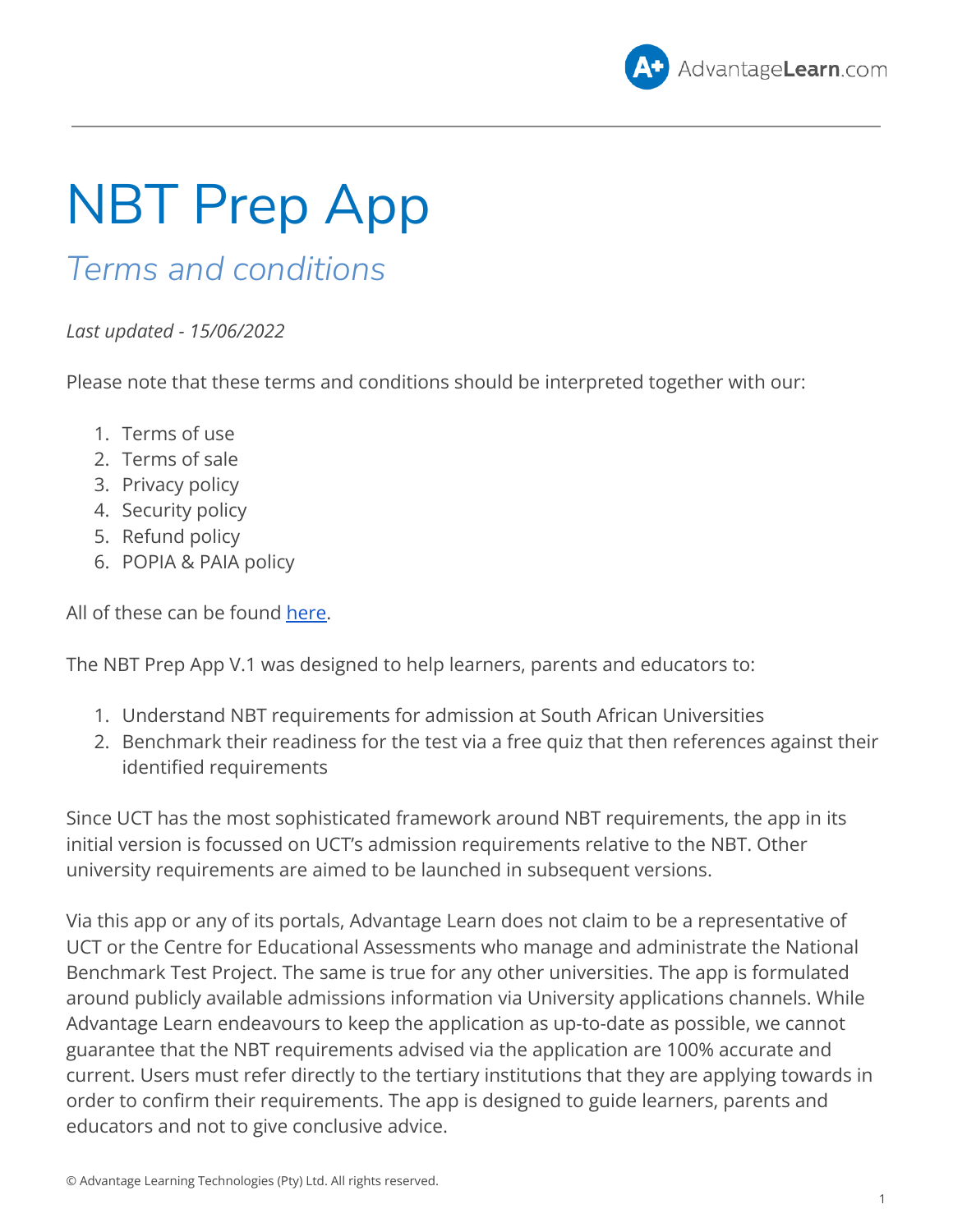# NBT Prep App

## *Terms and conditions*

*Last updated - 15/06/2022*

Please note that these terms and conditions should be interpreted together with our:

1. Terms of use
2. Terms of sale
3. Privacy policy
4. Security policy
5. Refund policy
6. POPIA & PAIA policy

All of these can be found [here](#).

The NBT Prep App V.1 was designed to help learners, parents and educators to:

1. Understand NBT requirements for admission at South African Universities
2. Benchmark their readiness for the test via a free quiz that then references against their identified requirements

Since UCT has the most sophisticated framework around NBT requirements, the app in its initial version is focussed on UCT's admission requirements relative to the NBT. Other university requirements are aimed to be launched in subsequent versions.

Via this app or any of its portals, Advantage Learn does not claim to be a representative of UCT or the Centre for Educational Assessments who manage and administrate the National Benchmark Test Project. The same is true for any other universities. The app is formulated around publicly available admissions information via University applications channels. While Advantage Learn endeavours to keep the application as up-to-date as possible, we cannot guarantee that the NBT requirements advised via the application are 100% accurate and current. Users must refer directly to the tertiary institutions that they are applying towards in order to confirm their requirements. The app is designed to guide learners, parents and educators and not to give conclusive advice.

© Advantage Learning Technologies (Pty) Ltd. All rights reserved.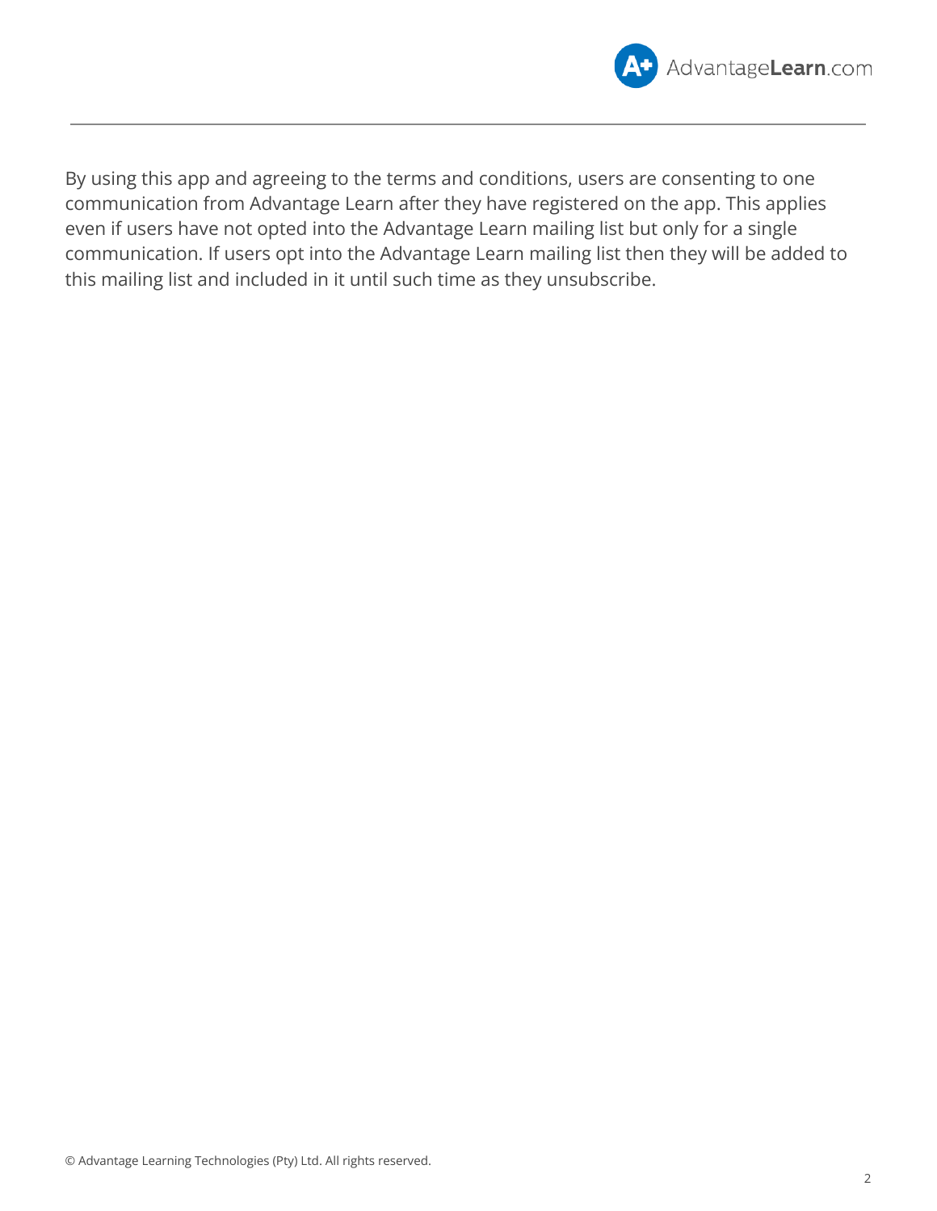By using this app and agreeing to the terms and conditions, users are consenting to one communication from Advantage Learn after they have registered on the app. This applies even if users have not opted into the Advantage Learn mailing list but only for a single communication. If users opt into the Advantage Learn mailing list then they will be added to this mailing list and included in it until such time as they unsubscribe.